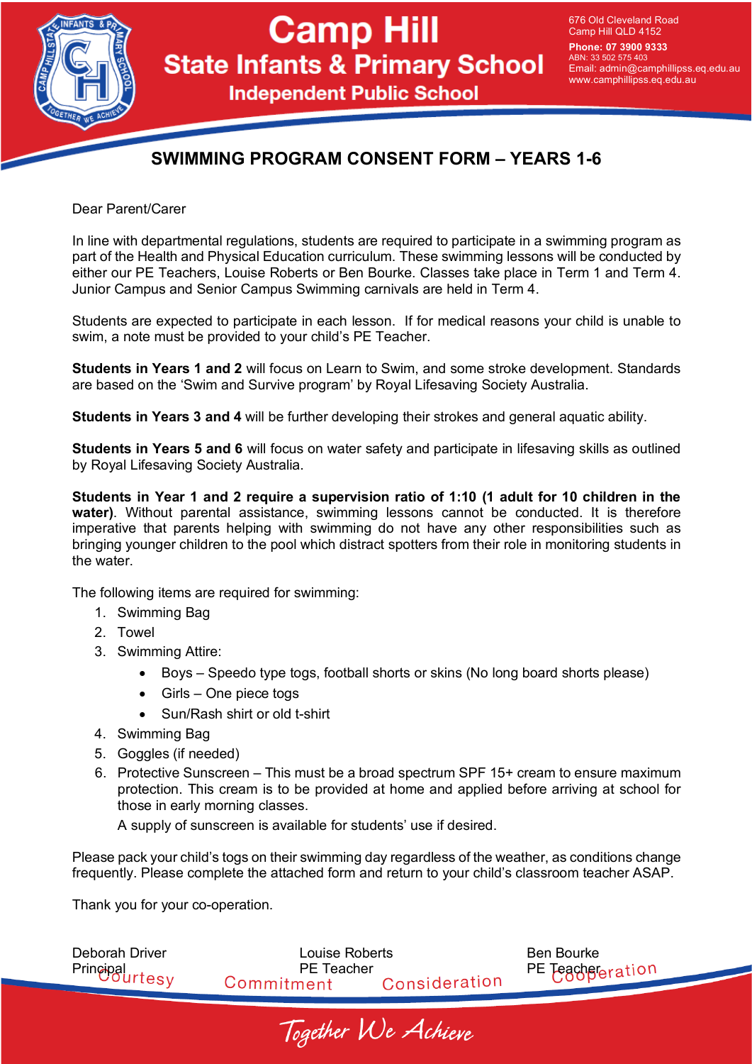# Camp Hill State Infants & Primary School

**Independent Public School**

676 Old Cleveland Road
Camp Hill QLD 4152
**Phone: 07 3900 9333**
ABN: 33 502 575 403
Email: admin@camphillipss.eq.edu.au
www.camphillipss.eq.edu.au

## SWIMMING PROGRAM CONSENT FORM – YEARS 1-6

Dear Parent/Carer

In line with departmental regulations, students are required to participate in a swimming program as part of the Health and Physical Education curriculum. These swimming lessons will be conducted by either our PE Teachers, Louise Roberts or Ben Bourke. Classes take place in Term 1 and Term 4. Junior Campus and Senior Campus Swimming carnivals are held in Term 4.

Students are expected to participate in each lesson. If for medical reasons your child is unable to swim, a note must be provided to your child's PE Teacher.

**Students in Years 1 and 2** will focus on Learn to Swim, and some stroke development. Standards are based on the 'Swim and Survive program' by Royal Lifesaving Society Australia.

**Students in Years 3 and 4** will be further developing their strokes and general aquatic ability.

**Students in Years 5 and 6** will focus on water safety and participate in lifesaving skills as outlined by Royal Lifesaving Society Australia.

**Students in Year 1 and 2 require a supervision ratio of 1:10 (1 adult for 10 children in the water)**. Without parental assistance, swimming lessons cannot be conducted. It is therefore imperative that parents helping with swimming do not have any other responsibilities such as bringing younger children to the pool which distract spotters from their role in monitoring students in the water.

The following items are required for swimming:

1. Swimming Bag
2. Towel
3. Swimming Attire:
    - Boys – Speedo type togs, football shorts or skins (No long board shorts please)
    - Girls – One piece togs
    - Sun/Rash shirt or old t-shirt
4. Swimming Bag
5. Goggles (if needed)
6. Protective Sunscreen – This must be a broad spectrum SPF 15+ cream to ensure maximum protection. This cream is to be provided at home and applied before arriving at school for those in early morning classes.
   A supply of sunscreen is available for students' use if desired.

Please pack your child's togs on their swimming day regardless of the weather, as conditions change frequently. Please complete the attached form and return to your child's classroom teacher ASAP.

Thank you for your co-operation.

Deborah Driver
Principal

Louise Roberts
PE Teacher

Ben Bourke
PE Teacher

Courtesy Commitment Consideration Cooperation

*Together We Achieve*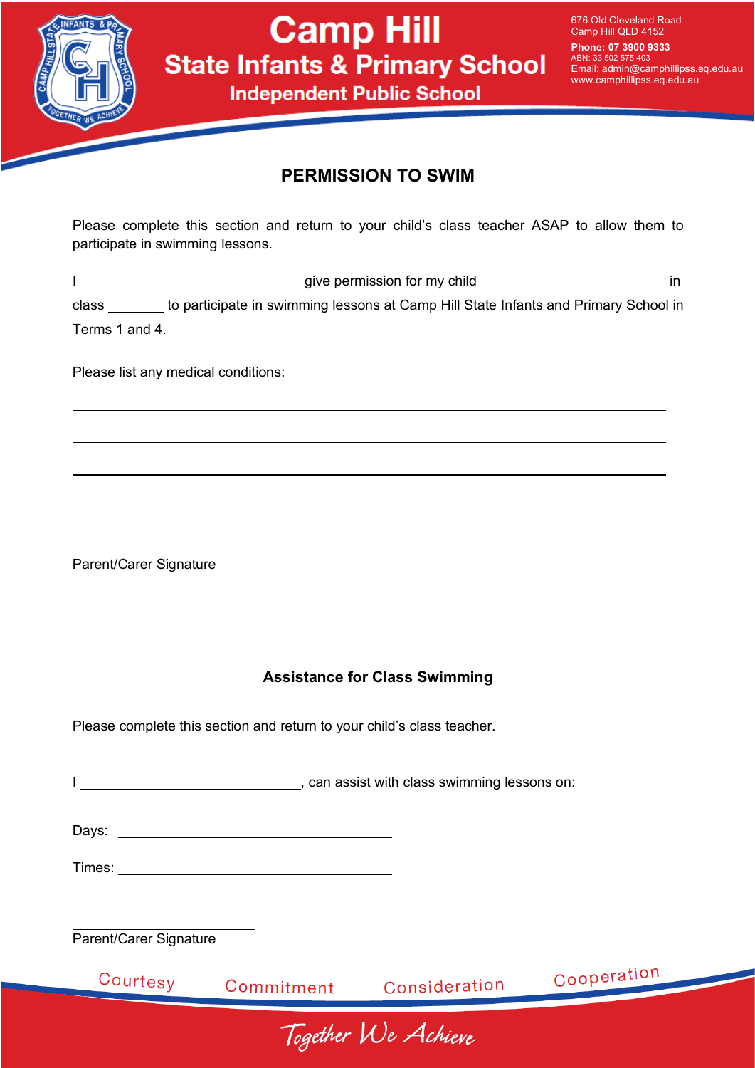# Camp Hill State Infants & Primary School

**Independent Public School**

676 Old Cleveland Road
Camp Hill QLD 4152
**Phone: 07 3900 9333**
ABN: 33 502 575 403
Email: admin@camphillipss.eq.edu.au
www.camphillipss.eq.edu.au

## PERMISSION TO SWIM

Please complete this section and return to your child's class teacher ASAP to allow them to participate in swimming lessons.

I ____________________________ give permission for my child ________________________ in class _______ to participate in swimming lessons at Camp Hill State Infants and Primary School in Terms 1 and 4.

Please list any medical conditions:

______________________________________________________________________________

______________________________________________________________________________

______________________________________________________________________________

________________________
Parent/Carer Signature

### Assistance for Class Swimming

Please complete this section and return to your child's class teacher.

I ____________________________, can assist with class swimming lessons on:

Days: ___________________________________

Times: ___________________________________

________________________
Parent/Carer Signature

Courtesy Commitment Consideration Cooperation

*Together We Achieve*